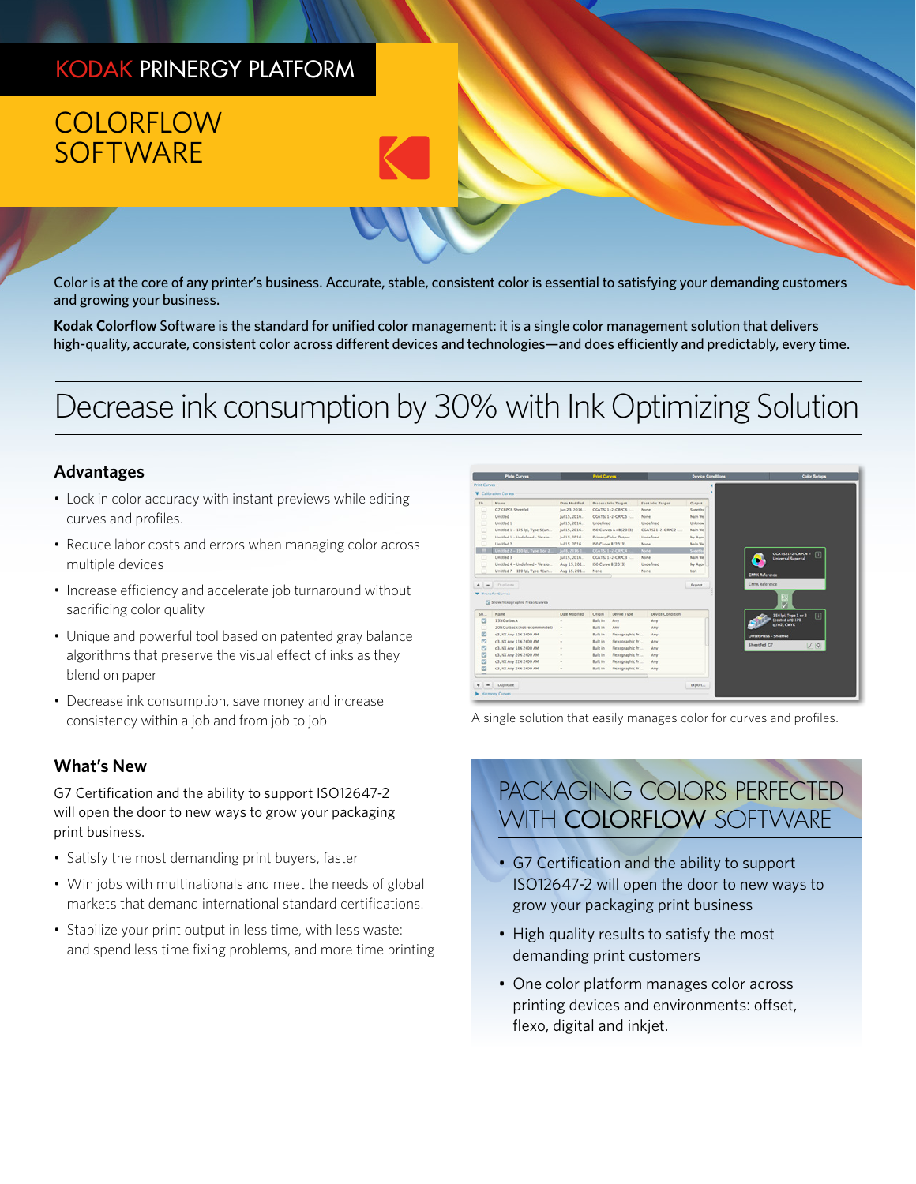KODAK PRINERGY PLATFORM

# COLORFLOW SOFTWARE

Color is at the core of any printer's business. Accurate, stable, consistent color is essential to satisfying your demanding customers and growing your business.

**Kodak Colorflow** Software is the standard for unified color management: it is a single color management solution that delivers high-quality, accurate, consistent color across different devices and technologies—and does efficiently and predictably, every time.

## Decrease ink consumption by 30% with Ink Optimizing Solution

### Advantages

- Lock in color accuracy with instant previews while editing curves and profiles.
- Reduce labor costs and errors when managing color across multiple devices
- Increase efficiency and accelerate job turnaround without sacrificing color quality
- Unique and powerful tool based on patented gray balance algorithms that preserve the visual effect of inks as they blend on paper
- Decrease ink consumption, save money and increase consistency within a job and from job to job

A single solution that easily manages color for curves and profiles.

### What's New

G7 Certification and the ability to support ISO12647-2 will open the door to new ways to grow your packaging print business.

- Satisfy the most demanding print buyers, faster
- Win jobs with multinationals and meet the needs of global markets that demand international standard certifications.
- Stabilize your print output in less time, with less waste: and spend less time fixing problems, and more time printing

### PACKAGING COLORS PERFECTED WITH **COLORFLOW** SOFTWARE

- G7 Certification and the ability to support ISO12647-2 will open the door to new ways to grow your packaging print business
- High quality results to satisfy the most demanding print customers
- One color platform manages color across printing devices and environments: offset, flexo, digital and inkjet.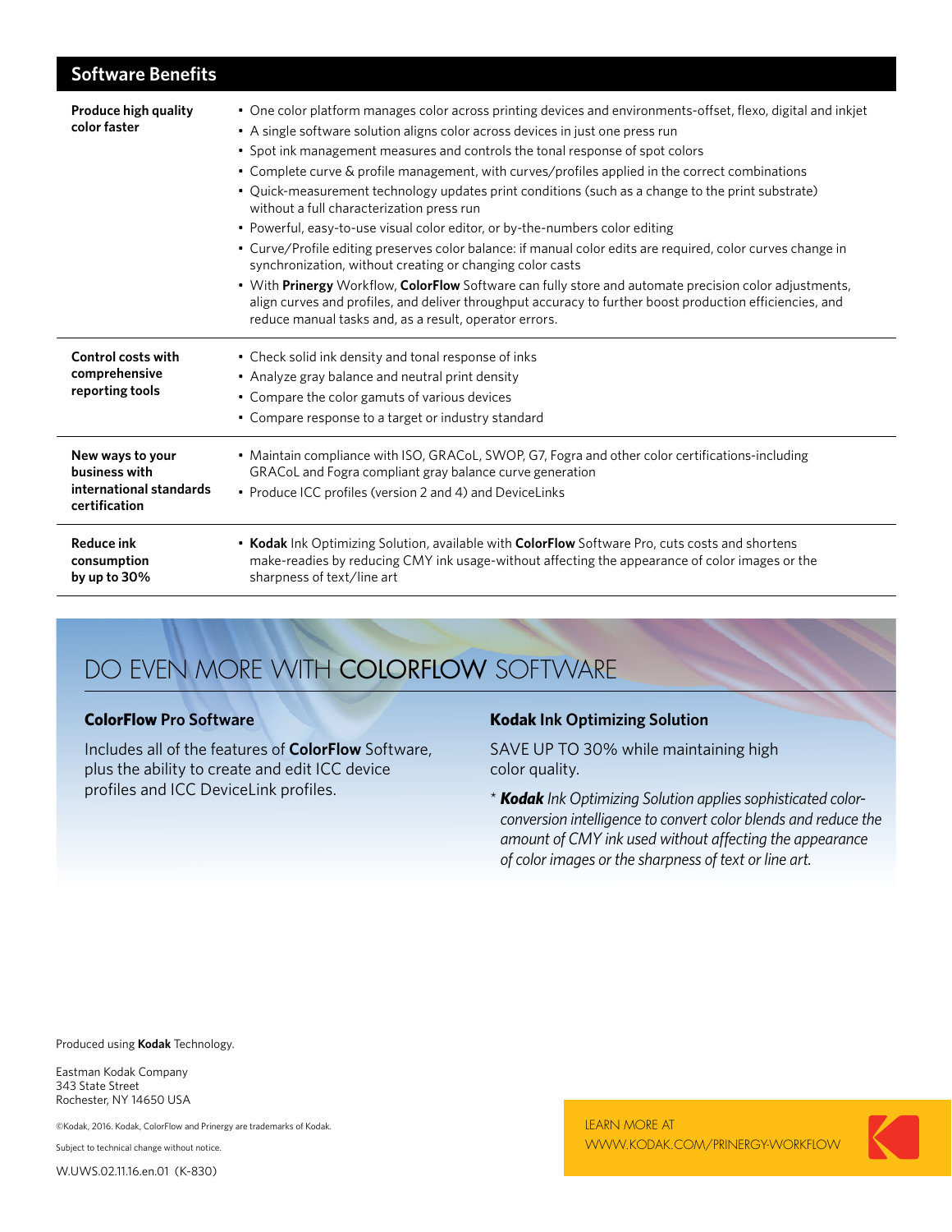## Software Benefits

| | |
|---|---|
| **Produce high quality color faster** | • One color platform manages color across printing devices and environments-offset, flexo, digital and inkjet<br>• A single software solution aligns color across devices in just one press run<br>• Spot ink management measures and controls the tonal response of spot colors<br>• Complete curve & profile management, with curves/profiles applied in the correct combinations<br>• Quick-measurement technology updates print conditions (such as a change to the print substrate) without a full characterization press run<br>• Powerful, easy-to-use visual color editor, or by-the-numbers color editing<br>• Curve/Profile editing preserves color balance: if manual color edits are required, color curves change in synchronization, without creating or changing color casts<br>• With **Prinergy** Workflow, **ColorFlow** Software can fully store and automate precision color adjustments, align curves and profiles, and deliver throughput accuracy to further boost production efficiencies, and reduce manual tasks and, as a result, operator errors. |
| **Control costs with comprehensive reporting tools** | • Check solid ink density and tonal response of inks<br>• Analyze gray balance and neutral print density<br>• Compare the color gamuts of various devices<br>• Compare response to a target or industry standard |
| **New ways to your business with international standards certification** | • Maintain compliance with ISO, GRACoL, SWOP, G7, Fogra and other color certifications-including GRACoL and Fogra compliant gray balance curve generation<br>• Produce ICC profiles (version 2 and 4) and DeviceLinks |
| **Reduce ink consumption by up to 30%** | • **Kodak** Ink Optimizing Solution, available with **ColorFlow** Software Pro, cuts costs and shortens make-readies by reducing CMY ink usage-without affecting the appearance of color images or the sharpness of text/line art |

## DO EVEN MORE WITH COLORFLOW SOFTWARE

### ColorFlow Pro Software

Includes all of the features of **ColorFlow** Software, plus the ability to create and edit ICC device profiles and ICC DeviceLink profiles.

### Kodak Ink Optimizing Solution

SAVE UP TO 30% while maintaining high color quality.

* ***Kodak*** *Ink Optimizing Solution applies sophisticated color-conversion intelligence to convert color blends and reduce the amount of CMY ink used without affecting the appearance of color images or the sharpness of text or line art.*

Produced using **Kodak** Technology.

Eastman Kodak Company
343 State Street
Rochester, NY 14650 USA

©Kodak, 2016. Kodak, ColorFlow and Prinergy are trademarks of Kodak.

Subject to technical change without notice.

W.UWS.02.11.16.en.01 (K-830)

LEARN MORE AT
WWW.KODAK.COM/PRINERGY-WORKFLOW